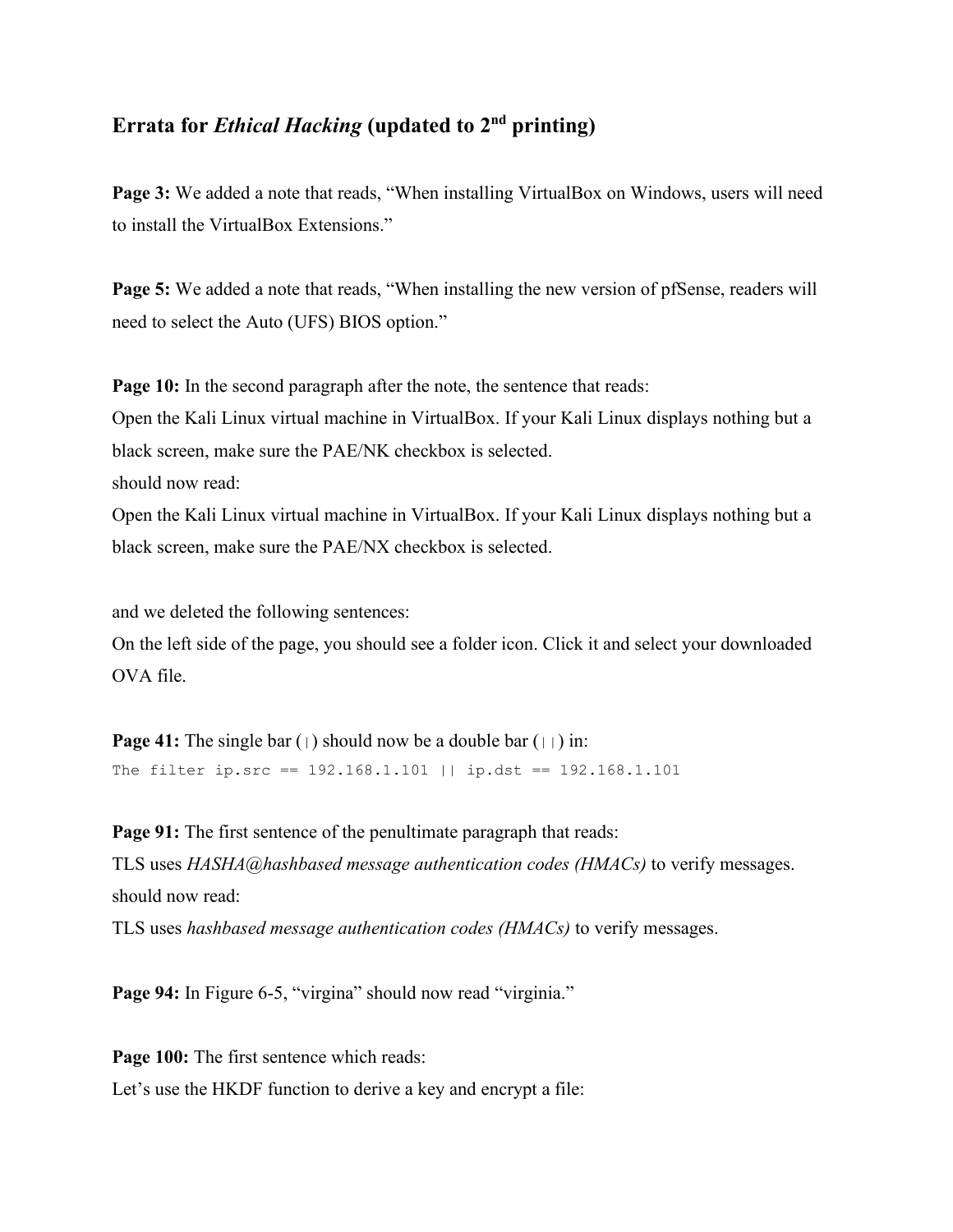## Errata for *Ethical Hacking* (updated to 2nd printing)

**Page 3:** We added a note that reads, "When installing VirtualBox on Windows, users will need to install the VirtualBox Extensions."

**Page 5:** We added a note that reads, "When installing the new version of pfSense, readers will need to select the Auto (UFS) BIOS option."

**Page 10:** In the second paragraph after the note, the sentence that reads:
Open the Kali Linux virtual machine in VirtualBox. If your Kali Linux displays nothing but a black screen, make sure the PAE/NK checkbox is selected.
should now read:
Open the Kali Linux virtual machine in VirtualBox. If your Kali Linux displays nothing but a black screen, make sure the PAE/NX checkbox is selected.

and we deleted the following sentences:
On the left side of the page, you should see a folder icon. Click it and select your downloaded OVA file.

**Page 41:** The single bar (`|`) should now be a double bar (`||`) in:
```
The filter ip.src == 192.168.1.101 || ip.dst == 192.168.1.101
```

**Page 91:** The first sentence of the penultimate paragraph that reads:
TLS uses *HASHA@hashbased message authentication codes (HMACs)* to verify messages.
should now read:
TLS uses *hashbased message authentication codes (HMACs)* to verify messages.

**Page 94:** In Figure 6-5, "virgina" should now read "virginia."

**Page 100:** The first sentence which reads:
Let's use the HKDF function to derive a key and encrypt a file: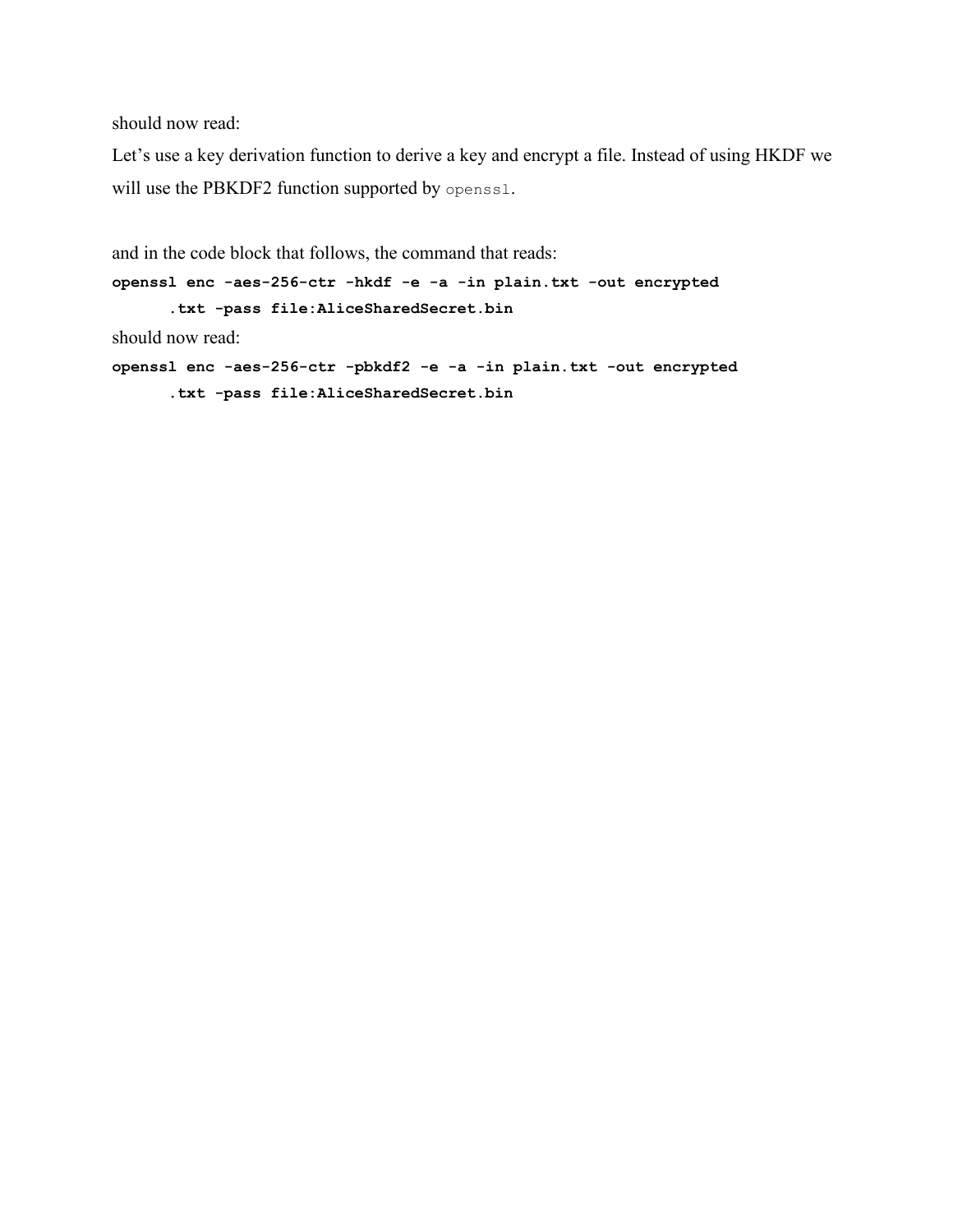should now read:

Let's use a key derivation function to derive a key and encrypt a file. Instead of using HKDF we will use the PBKDF2 function supported by `openssl`.

and in the code block that follows, the command that reads:

```
openssl enc -aes-256-ctr -hkdf -e -a -in plain.txt -out encrypted
      .txt -pass file:AliceSharedSecret.bin
```

should now read:

```
openssl enc -aes-256-ctr -pbkdf2 -e -a -in plain.txt -out encrypted
      .txt -pass file:AliceSharedSecret.bin
```